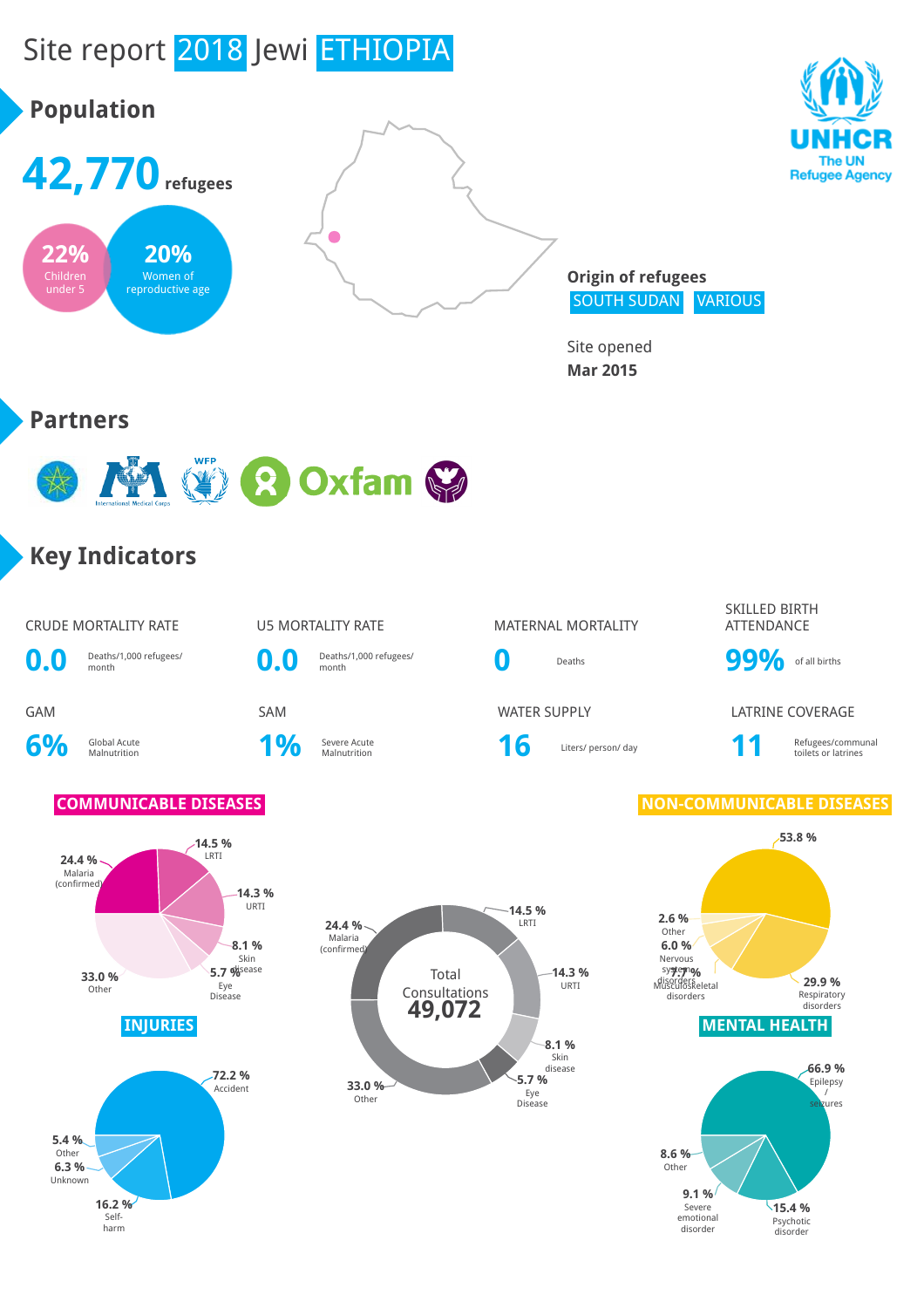# Site report 2018 Jewi ETHIOPIA

UNHCR
The UN Refugee Agency

## Population

**42,770** refugees

22% Children under 5

20% Women of reproductive age

**Origin of refugees**
SOUTH SUDAN VARIOUS

Site opened
**Mar 2015**

## Partners

Oxfam

## Key Indicators

| CRUDE MORTALITY RATE | U5 MORTALITY RATE | MATERNAL MORTALITY | SKILLED BIRTH ATTENDANCE |
| --- | --- | --- | --- |
| **0.0** Deaths/1,000 refugees/ month | **0.0** Deaths/1,000 refugees/ month | **0** Deaths | **99%** of all births |

| GAM | SAM | WATER SUPPLY | LATRINE COVERAGE |
| --- | --- | --- | --- |
| **6%** Global Acute Malnutrition | **1%** Severe Acute Malnutrition | **16** Liters/ person/ day | **11** Refugees/communal toilets or latrines |

### COMMUNICABLE DISEASES

- 24.4 % Malaria (confirmed)
- 14.5 % LRTI
- 14.3 % URTI
- 8.1 % Skin disease
- 5.7 % Eye Disease
- 33.0 % Other

### Total Consultations 49,072

- 24.4 % Malaria (confirmed)
- 14.5 % LRTI
- 14.3 % URTI
- 8.1 % Skin disease
- 5.7 % Eye Disease
- 33.0 % Other

### NON-COMMUNICABLE DISEASES

- 53.8 %
- 29.9 % Respiratory disorders
- 7.7 % Musculoskeletal disorders
- 6.0 % Nervous system disorders
- 2.6 % Other

### INJURIES

- 72.2 % Accident
- 16.2 % Self-harm
- 6.3 % Unknown
- 5.4 % Other

### MENTAL HEALTH

- 66.9 % Epilepsy / seizures
- 15.4 % Psychotic disorder
- 9.1 % Severe emotional disorder
- 8.6 % Other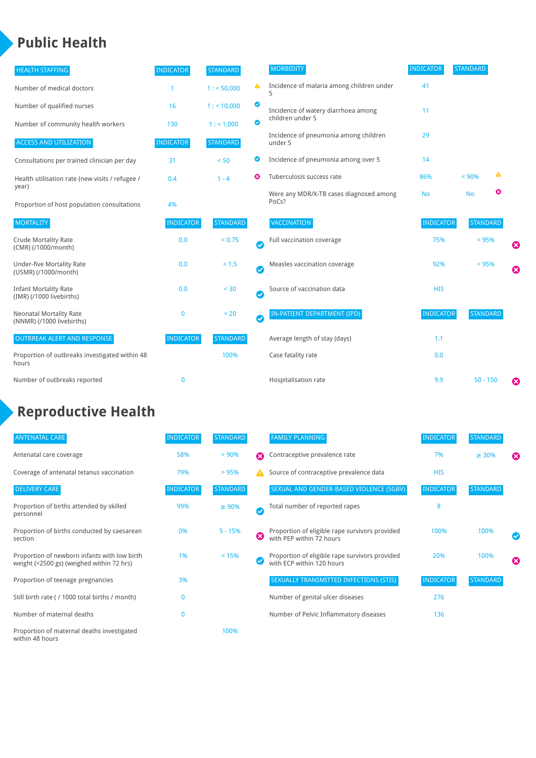# Public Health

| HEALTH STAFFING | INDICATOR | STANDARD |
|---|---|---|
| Number of medical doctors | 1 | 1 : < 50,000 |
| Number of qualified nurses | 16 | 1 : < 10,000 |
| Number of community health workers | 130 | 1 : < 1,000 |

| ACCESS AND UTILIZATION | INDICATOR | STANDARD |
|---|---|---|
| Consultations per trained clinician per day | 31 | < 50 |
| Health utilisation rate (new visits / refugee / year) | 0.4 | 1 - 4 |
| Proportion of host population consultations | 4% | |

| MORTALITY | INDICATOR | STANDARD |
|---|---|---|
| Crude Mortality Rate (CMR) (/1000/month) | 0.0 | < 0.75 |
| Under-five Mortality Rate (U5MR) (/1000/month) | 0.0 | < 1.5 |
| Infant Mortality Rate (IMR) (/1000 livebirths) | 0.0 | < 30 |
| Neonatal Mortality Rate (NNMR) (/1000 livebirths) | 0 | < 20 |

| OUTBREAK ALERT AND RESPONSE | INDICATOR | STANDARD |
|---|---|---|
| Proportion of outbreaks investigated within 48 hours | | 100% |
| Number of outbreaks reported | 0 | |

| MORBIDITY | INDICATOR | STANDARD |
|---|---|---|
| Incidence of malaria among children under 5 | 41 | |
| Incidence of watery diarrhoea among children under 5 | 11 | |
| Incidence of pneumonia among children under 5 | 29 | |
| Incidence of pneumonia among over 5 | 14 | |
| Tuberculosis success rate | 86% | < 90% |
| Were any MDR/X-TB cases diagnosed among PoCs? | No | No |

| VACCINATION | INDICATOR | STANDARD |
|---|---|---|
| Full vaccination coverage | 75% | < 95% |
| Measles vaccination coverage | 92% | < 95% |
| Source of vaccination data | HIS | |

| IN-PATIENT DEPARTMENT (IPD) | INDICATOR | STANDARD |
|---|---|---|
| Average length of stay (days) | 1.1 | |
| Case fatality rate | 0.0 | |
| Hospitalisation rate | 9.9 | 50 - 150 |

# Reproductive Health

| ANTENATAL CARE | INDICATOR | STANDARD |
|---|---|---|
| Antenatal care coverage | 58% | > 90% |
| Coverage of antenatal tetanus vaccination | 79% | > 95% |

| DELIVERY CARE | INDICATOR | STANDARD |
|---|---|---|
| Proportion of births attended by skilled personnel | 99% | ≥ 90% |
| Proportion of births conducted by caesarean section | 0% | 5 - 15% |
| Proportion of newborn infants with low birth weight (<2500 gs) (weighed within 72 hrs) | 1% | < 15% |
| Proportion of teenage pregnancies | 3% | |
| Still birth rate ( / 1000 total births / month) | 0 | |
| Number of maternal deaths | 0 | |
| Proportion of maternal deaths investigated within 48 hours | | 100% |

| FAMILY PLANNING | INDICATOR | STANDARD |
|---|---|---|
| Contraceptive prevalence rate | 7% | ≥ 30% |
| Source of contraceptive prevalence data | HIS | |

| SEXUAL AND GENDER-BASED VIOLENCE (SGBV) | INDICATOR | STANDARD |
|---|---|---|
| Total number of reported rapes | 8 | |
| Proportion of eligible rape survivors provided with PEP within 72 hours | 100% | 100% |
| Proportion of eligible rape survivors provided with ECP within 120 hours | 20% | 100% |

| SEXUALLY TRANSMITTED INFECTIONS (STIS) | INDICATOR | STANDARD |
|---|---|---|
| Number of genital ulcer diseases | 276 | |
| Number of Pelvic Inflammatory diseases | 136 | |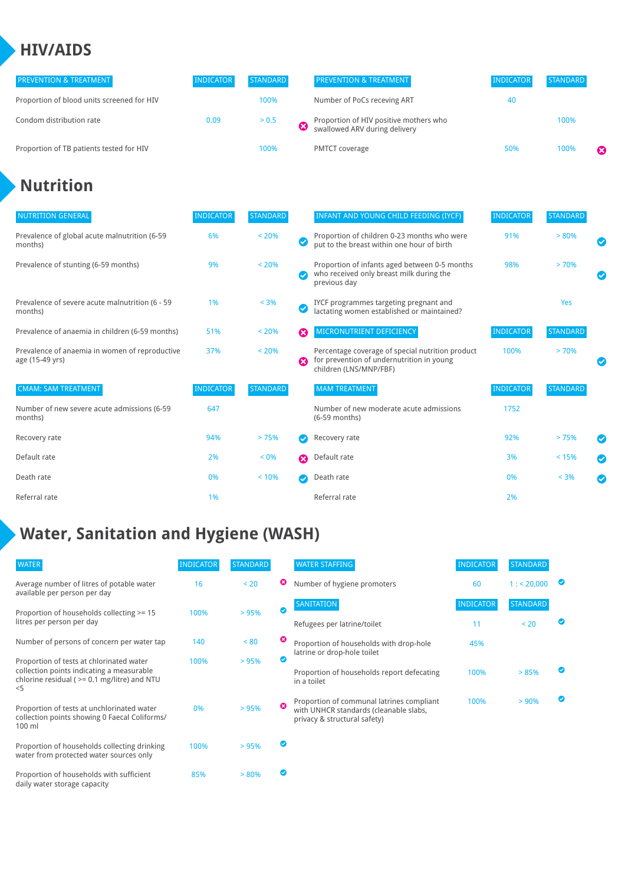# HIV/AIDS

| PREVENTION & TREATMENT | INDICATOR | STANDARD | |
|---|---|---|---|
| Proportion of blood units screened for HIV | | 100% | |
| Condom distribution rate | 0.09 | > 0.5 | ✗ |
| Proportion of TB patients tested for HIV | | 100% | |

| PREVENTION & TREATMENT | INDICATOR | STANDARD | |
|---|---|---|---|
| Number of PoCs receving ART | 40 | | |
| Proportion of HIV positive mothers who swallowed ARV during delivery | | 100% | |
| PMTCT coverage | 50% | 100% | ✗ |

# Nutrition

| NUTRITION GENERAL | INDICATOR | STANDARD | |
|---|---|---|---|
| Prevalence of global acute malnutrition (6-59 months) | 6% | < 20% | ✓ |
| Prevalence of stunting (6-59 months) | 9% | < 20% | ✓ |
| Prevalence of severe acute malnutrition (6 - 59 months) | 1% | < 3% | ✓ |
| Prevalence of anaemia in children (6-59 months) | 51% | < 20% | ✗ |
| Prevalence of anaemia in women of reproductive age (15-49 yrs) | 37% | < 20% | ✗ |

| INFANT AND YOUNG CHILD FEEDING (IYCF) | INDICATOR | STANDARD | |
|---|---|---|---|
| Proportion of children 0-23 months who were put to the breast within one hour of birth | 91% | > 80% | ✓ |
| Proportion of infants aged between 0-5 months who received only breast milk during the previous day | 98% | > 70% | ✓ |
| IYCF programmes targeting pregnant and lactating women established or maintained? | | Yes | |

| MICRONUTRIENT DEFICIENCY | INDICATOR | STANDARD | |
|---|---|---|---|
| Percentage coverage of special nutrition product for prevention of undernutrition in young children (LNS/MNP/FBF) | 100% | > 70% | ✓ |

| CMAM: SAM TREATMENT | INDICATOR | STANDARD | |
|---|---|---|---|
| Number of new severe acute admissions (6-59 months) | 647 | | |
| Recovery rate | 94% | > 75% | ✓ |
| Default rate | 2% | < 0% | ✗ |
| Death rate | 0% | < 10% | ✓ |
| Referral rate | 1% | | |

| MAM TREATMENT | INDICATOR | STANDARD | |
|---|---|---|---|
| Number of new moderate acute admissions (6-59 months) | 1752 | | |
| Recovery rate | 92% | > 75% | ✓ |
| Default rate | 3% | < 15% | ✓ |
| Death rate | 0% | < 3% | ✓ |
| Referral rate | 2% | | |

# Water, Sanitation and Hygiene (WASH)

| WATER | INDICATOR | STANDARD | |
|---|---|---|---|
| Average number of litres of potable water available per person per day | 16 | < 20 | ✗ |
| Proportion of households collecting >= 15 litres per person per day | 100% | > 95% | ✓ |
| Number of persons of concern per water tap | 140 | < 80 | ✗ |
| Proportion of tests at chlorinated water collection points indicating a measurable chlorine residual ( >= 0.1 mg/litre) and NTU <5 | 100% | > 95% | ✓ |
| Proportion of tests at unchlorinated water collection points showing 0 Faecal Coliforms/ 100 ml | 0% | > 95% | ✗ |
| Proportion of households collecting drinking water from protected water sources only | 100% | > 95% | ✓ |
| Proportion of households with sufficient daily water storage capacity | 85% | > 80% | ✓ |

| WATER STAFFING | INDICATOR | STANDARD | |
|---|---|---|---|
| Number of hygiene promoters | 60 | 1 : < 20,000 | ✓ |

| SANITATION | INDICATOR | STANDARD | |
|---|---|---|---|
| Refugees per latrine/toilet | 11 | < 20 | ✓ |
| Proportion of households with drop-hole latrine or drop-hole toilet | 45% | | |
| Proportion of households report defecating in a toilet | 100% | > 85% | ✓ |
| Proportion of communal latrines compliant with UNHCR standards (cleanable slabs, privacy & structural safety) | 100% | > 90% | ✓ |